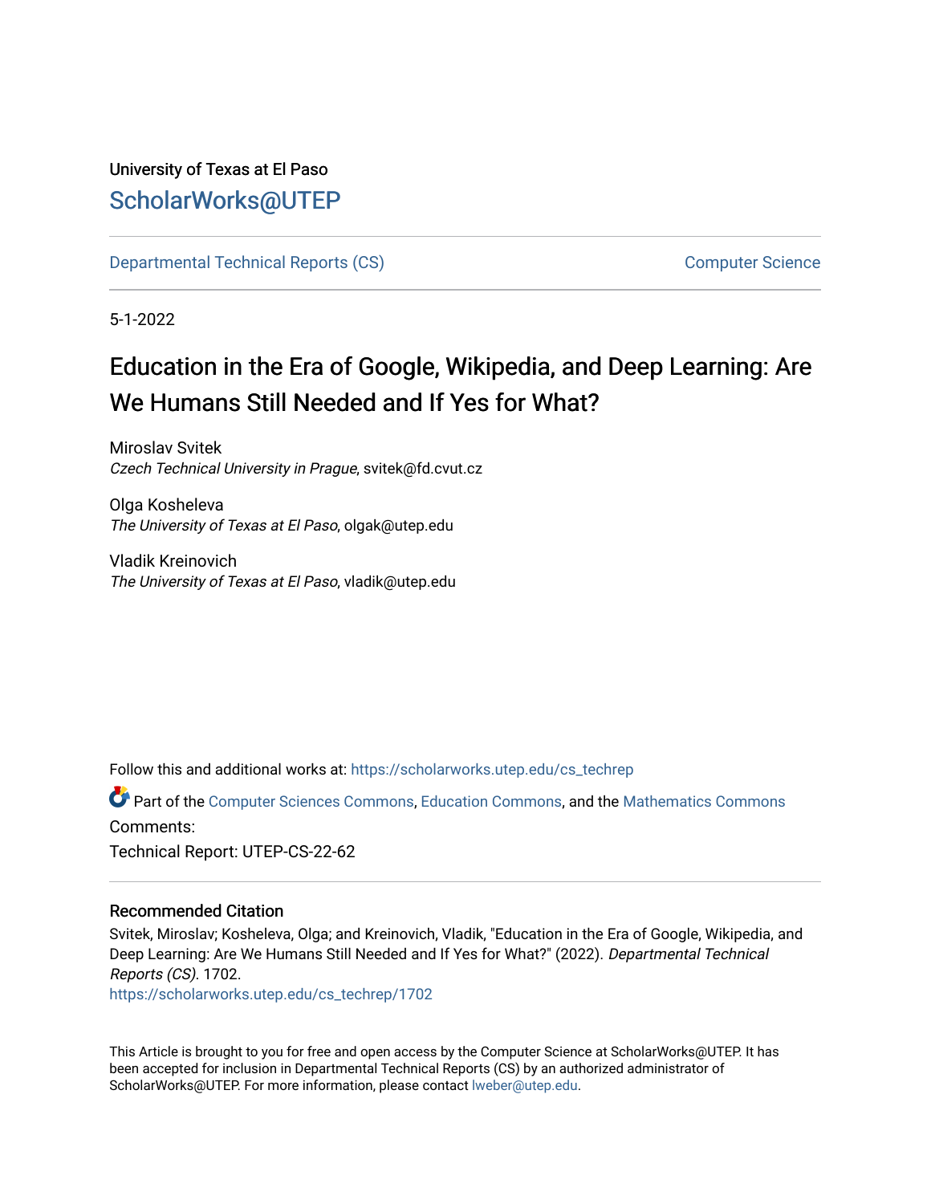University of Texas at El Paso

ScholarWorks@UTEP

Departmental Technical Reports (CS) | Computer Science

5-1-2022

# Education in the Era of Google, Wikipedia, and Deep Learning: Are We Humans Still Needed and If Yes for What?

Miroslav Svitek
*Czech Technical University in Prague*, svitek@fd.cvut.cz

Olga Kosheleva
*The University of Texas at El Paso*, olgak@utep.edu

Vladik Kreinovich
*The University of Texas at El Paso*, vladik@utep.edu

Follow this and additional works at: https://scholarworks.utep.edu/cs_techrep

Part of the Computer Sciences Commons, Education Commons, and the Mathematics Commons

Comments:

Technical Report: UTEP-CS-22-62

## Recommended Citation

Svitek, Miroslav; Kosheleva, Olga; and Kreinovich, Vladik, "Education in the Era of Google, Wikipedia, and Deep Learning: Are We Humans Still Needed and If Yes for What?" (2022). *Departmental Technical Reports (CS)*. 1702.
https://scholarworks.utep.edu/cs_techrep/1702

This Article is brought to you for free and open access by the Computer Science at ScholarWorks@UTEP. It has been accepted for inclusion in Departmental Technical Reports (CS) by an authorized administrator of ScholarWorks@UTEP. For more information, please contact lweber@utep.edu.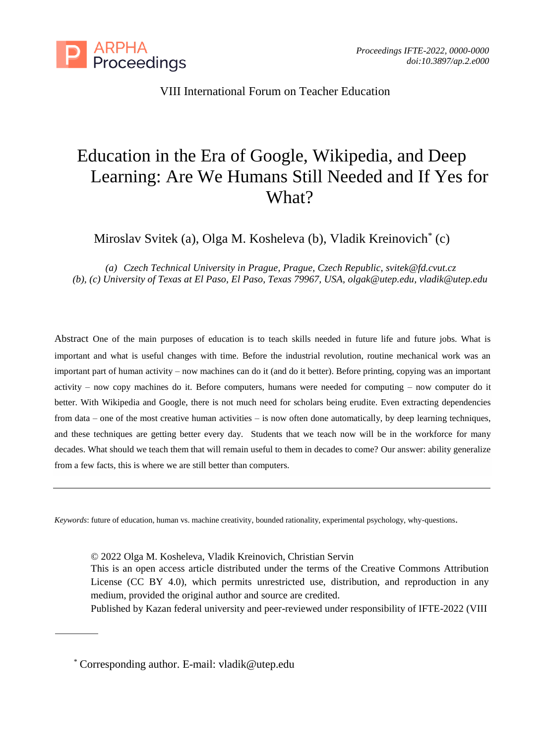VIII International Forum on Teacher Education

# Education in the Era of Google, Wikipedia, and Deep Learning: Are We Humans Still Needed and If Yes for What?

Miroslav Svitek (a), Olga M. Kosheleva (b), Vladik Kreinovich* (c)

*(a) Czech Technical University in Prague, Prague, Czech Republic, svitek@fd.cvut.cz*
*(b), (c) University of Texas at El Paso, El Paso, Texas 79967, USA, olgak@utep.edu, vladik@utep.edu*

Abstract One of the main purposes of education is to teach skills needed in future life and future jobs. What is important and what is useful changes with time. Before the industrial revolution, routine mechanical work was an important part of human activity – now machines can do it (and do it better). Before printing, copying was an important activity – now copy machines do it. Before computers, humans were needed for computing – now computer do it better. With Wikipedia and Google, there is not much need for scholars being erudite. Even extracting dependencies from data – one of the most creative human activities – is now often done automatically, by deep learning techniques, and these techniques are getting better every day. Students that we teach now will be in the workforce for many decades. What should we teach them that will remain useful to them in decades to come? Our answer: ability generalize from a few facts, this is where we are still better than computers.

---

*Keywords*: future of education, human vs. machine creativity, bounded rationality, experimental psychology, why-questions.

© 2022 Olga M. Kosheleva, Vladik Kreinovich, Christian Servin
This is an open access article distributed under the terms of the Creative Commons Attribution License (CC BY 4.0), which permits unrestricted use, distribution, and reproduction in any medium, provided the original author and source are credited.
Published by Kazan federal university and peer-reviewed under responsibility of IFTE-2022 (VIII

* Corresponding author. E-mail: vladik@utep.edu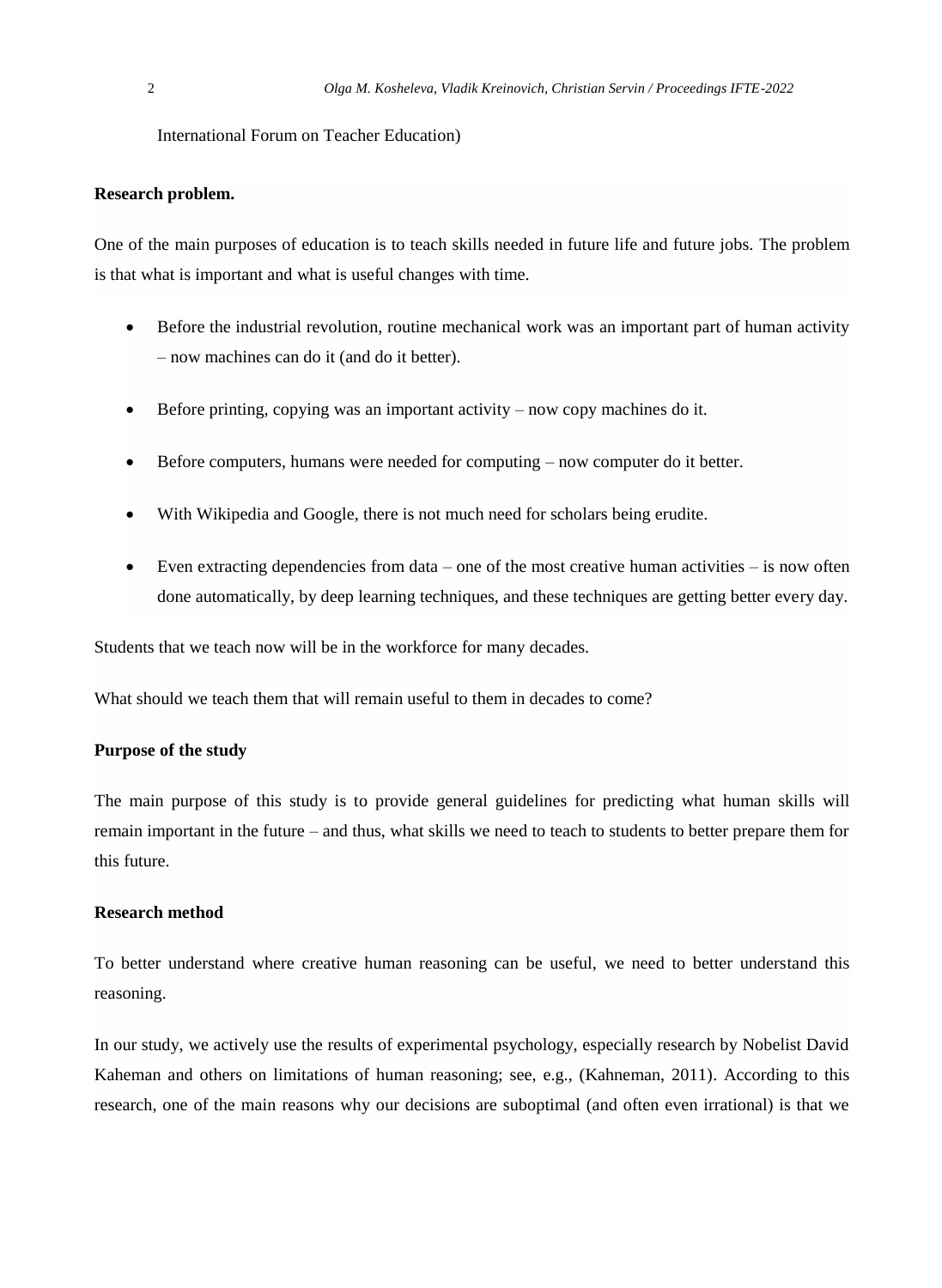International Forum on Teacher Education)

**Research problem.**

One of the main purposes of education is to teach skills needed in future life and future jobs. The problem is that what is important and what is useful changes with time.

- Before the industrial revolution, routine mechanical work was an important part of human activity – now machines can do it (and do it better).
- Before printing, copying was an important activity – now copy machines do it.
- Before computers, humans were needed for computing – now computer do it better.
- With Wikipedia and Google, there is not much need for scholars being erudite.
- Even extracting dependencies from data – one of the most creative human activities – is now often done automatically, by deep learning techniques, and these techniques are getting better every day.

Students that we teach now will be in the workforce for many decades.

What should we teach them that will remain useful to them in decades to come?

**Purpose of the study**

The main purpose of this study is to provide general guidelines for predicting what human skills will remain important in the future – and thus, what skills we need to teach to students to better prepare them for this future.

**Research method**

To better understand where creative human reasoning can be useful, we need to better understand this reasoning.

In our study, we actively use the results of experimental psychology, especially research by Nobelist David Kaheman and others on limitations of human reasoning; see, e.g., (Kahneman, 2011). According to this research, one of the main reasons why our decisions are suboptimal (and often even irrational) is that we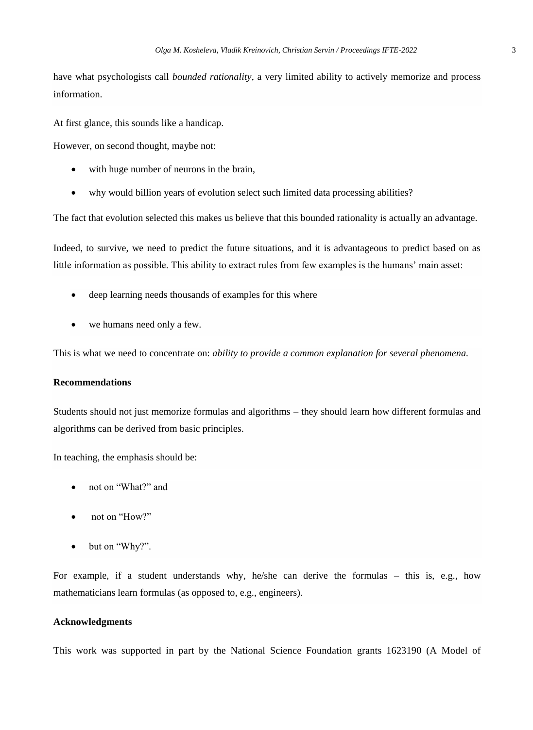have what psychologists call *bounded rationality*, a very limited ability to actively memorize and process information.

At first glance, this sounds like a handicap.

However, on second thought, maybe not:

- with huge number of neurons in the brain,
- why would billion years of evolution select such limited data processing abilities?

The fact that evolution selected this makes us believe that this bounded rationality is actually an advantage.

Indeed, to survive, we need to predict the future situations, and it is advantageous to predict based on as little information as possible. This ability to extract rules from few examples is the humans' main asset:

- deep learning needs thousands of examples for this where
- we humans need only a few.

This is what we need to concentrate on: *ability to provide a common explanation for several phenomena.*

**Recommendations**

Students should not just memorize formulas and algorithms – they should learn how different formulas and algorithms can be derived from basic principles.

In teaching, the emphasis should be:

- not on "What?" and
- not on "How?"
- but on "Why?".

For example, if a student understands why, he/she can derive the formulas – this is, e.g., how mathematicians learn formulas (as opposed to, e.g., engineers).

**Acknowledgments**

This work was supported in part by the National Science Foundation grants 1623190 (A Model of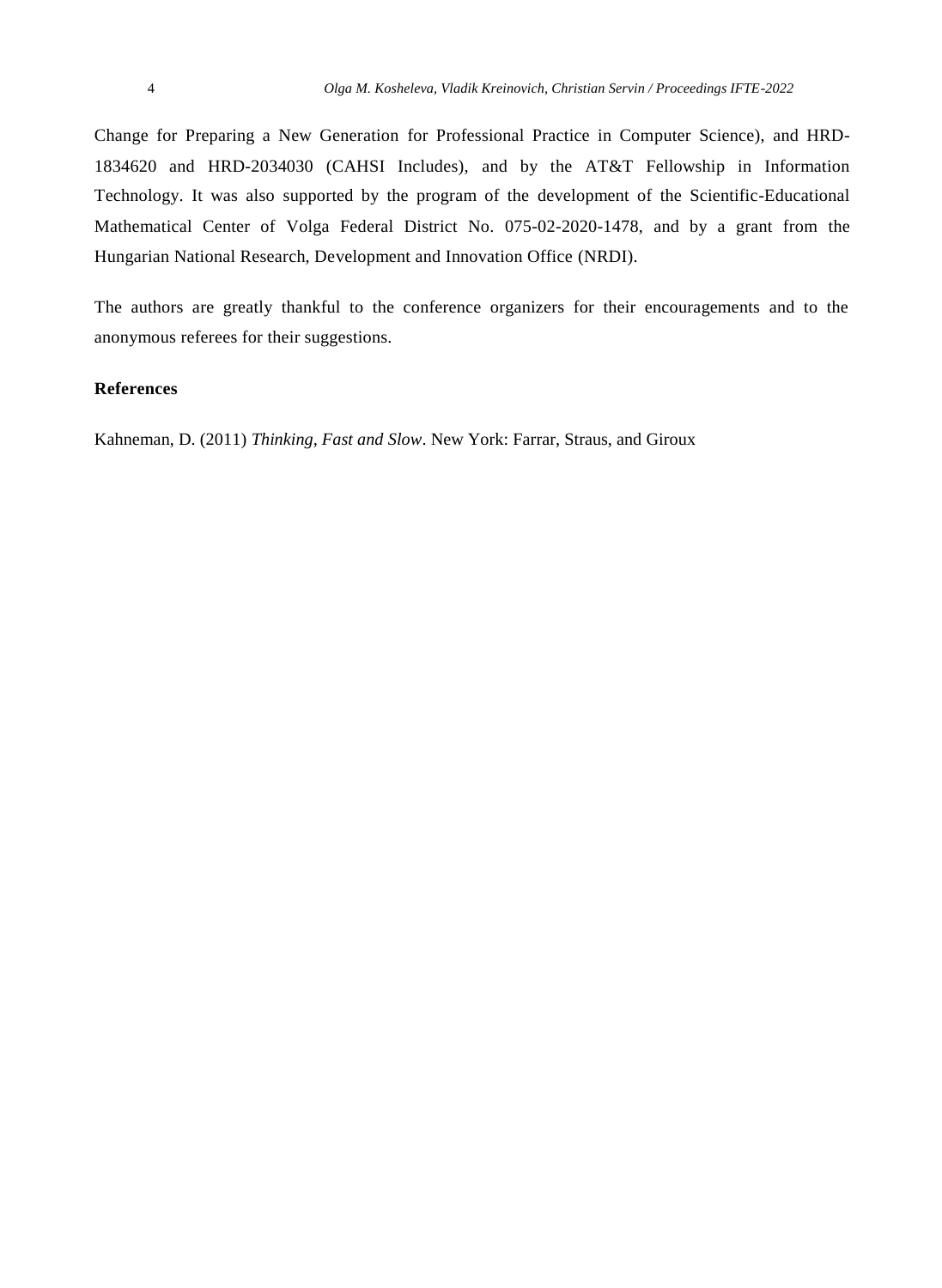Change for Preparing a New Generation for Professional Practice in Computer Science), and HRD-1834620 and HRD-2034030 (CAHSI Includes), and by the AT&T Fellowship in Information Technology. It was also supported by the program of the development of the Scientific-Educational Mathematical Center of Volga Federal District No. 075-02-2020-1478, and by a grant from the Hungarian National Research, Development and Innovation Office (NRDI).

The authors are greatly thankful to the conference organizers for their encouragements and to the anonymous referees for their suggestions.

## References

Kahneman, D. (2011) *Thinking, Fast and Slow*. New York: Farrar, Straus, and Giroux